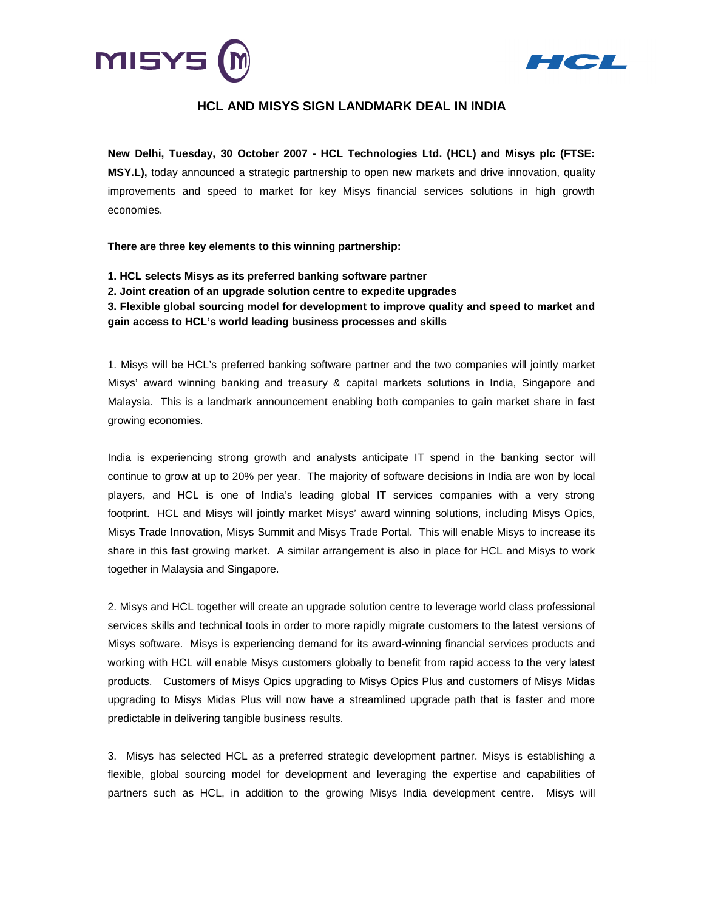# HCL AND MISYS SIGN LANDMARK DEAL IN INDIA

**New Delhi, Tuesday, 30 October 2007 - HCL Technologies Ltd. (HCL) and Misys plc (FTSE: MSY.L),** today announced a strategic partnership to open new markets and drive innovation, quality improvements and speed to market for key Misys financial services solutions in high growth economies.

**There are three key elements to this winning partnership:**

**1. HCL selects Misys as its preferred banking software partner**
**2. Joint creation of an upgrade solution centre to expedite upgrades**
**3. Flexible global sourcing model for development to improve quality and speed to market and gain access to HCL's world leading business processes and skills**

1. Misys will be HCL's preferred banking software partner and the two companies will jointly market Misys' award winning banking and treasury & capital markets solutions in India, Singapore and Malaysia. This is a landmark announcement enabling both companies to gain market share in fast growing economies.

India is experiencing strong growth and analysts anticipate IT spend in the banking sector will continue to grow at up to 20% per year. The majority of software decisions in India are won by local players, and HCL is one of India's leading global IT services companies with a very strong footprint. HCL and Misys will jointly market Misys' award winning solutions, including Misys Opics, Misys Trade Innovation, Misys Summit and Misys Trade Portal. This will enable Misys to increase its share in this fast growing market. A similar arrangement is also in place for HCL and Misys to work together in Malaysia and Singapore.

2. Misys and HCL together will create an upgrade solution centre to leverage world class professional services skills and technical tools in order to more rapidly migrate customers to the latest versions of Misys software. Misys is experiencing demand for its award-winning financial services products and working with HCL will enable Misys customers globally to benefit from rapid access to the very latest products. Customers of Misys Opics upgrading to Misys Opics Plus and customers of Misys Midas upgrading to Misys Midas Plus will now have a streamlined upgrade path that is faster and more predictable in delivering tangible business results.

3. Misys has selected HCL as a preferred strategic development partner. Misys is establishing a flexible, global sourcing model for development and leveraging the expertise and capabilities of partners such as HCL, in addition to the growing Misys India development centre. Misys will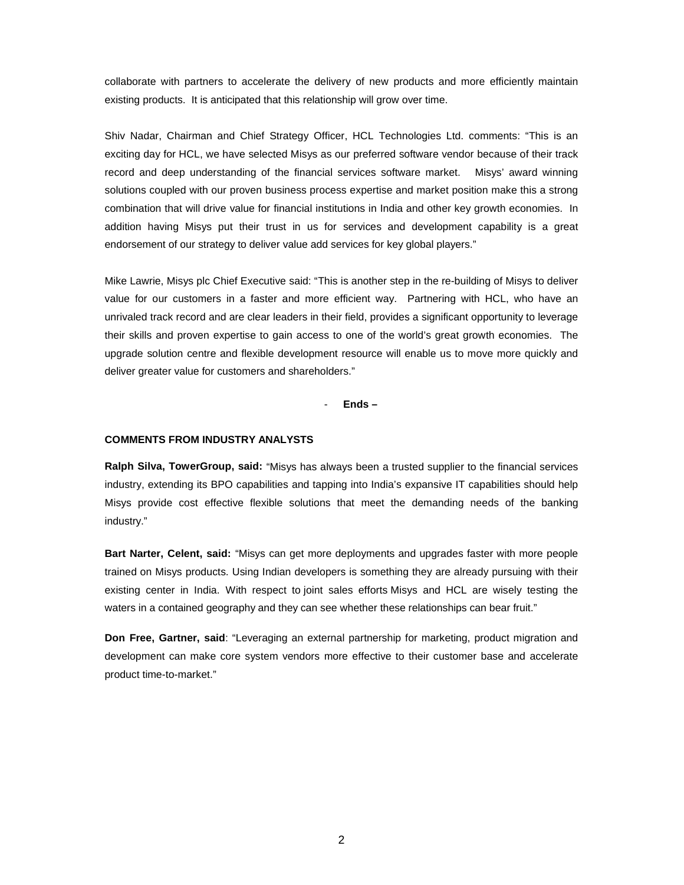collaborate with partners to accelerate the delivery of new products and more efficiently maintain existing products. It is anticipated that this relationship will grow over time.

Shiv Nadar, Chairman and Chief Strategy Officer, HCL Technologies Ltd. comments: "This is an exciting day for HCL, we have selected Misys as our preferred software vendor because of their track record and deep understanding of the financial services software market. Misys' award winning solutions coupled with our proven business process expertise and market position make this a strong combination that will drive value for financial institutions in India and other key growth economies. In addition having Misys put their trust in us for services and development capability is a great endorsement of our strategy to deliver value add services for key global players."

Mike Lawrie, Misys plc Chief Executive said: "This is another step in the re-building of Misys to deliver value for our customers in a faster and more efficient way. Partnering with HCL, who have an unrivaled track record and are clear leaders in their field, provides a significant opportunity to leverage their skills and proven expertise to gain access to one of the world's great growth economies. The upgrade solution centre and flexible development resource will enable us to move more quickly and deliver greater value for customers and shareholders."

- **Ends –**

**COMMENTS FROM INDUSTRY ANALYSTS**

**Ralph Silva, TowerGroup, said:** "Misys has always been a trusted supplier to the financial services industry, extending its BPO capabilities and tapping into India's expansive IT capabilities should help Misys provide cost effective flexible solutions that meet the demanding needs of the banking industry."

**Bart Narter, Celent, said:** "Misys can get more deployments and upgrades faster with more people trained on Misys products. Using Indian developers is something they are already pursuing with their existing center in India. With respect to joint sales efforts Misys and HCL are wisely testing the waters in a contained geography and they can see whether these relationships can bear fruit."

**Don Free, Gartner, said**: "Leveraging an external partnership for marketing, product migration and development can make core system vendors more effective to their customer base and accelerate product time-to-market."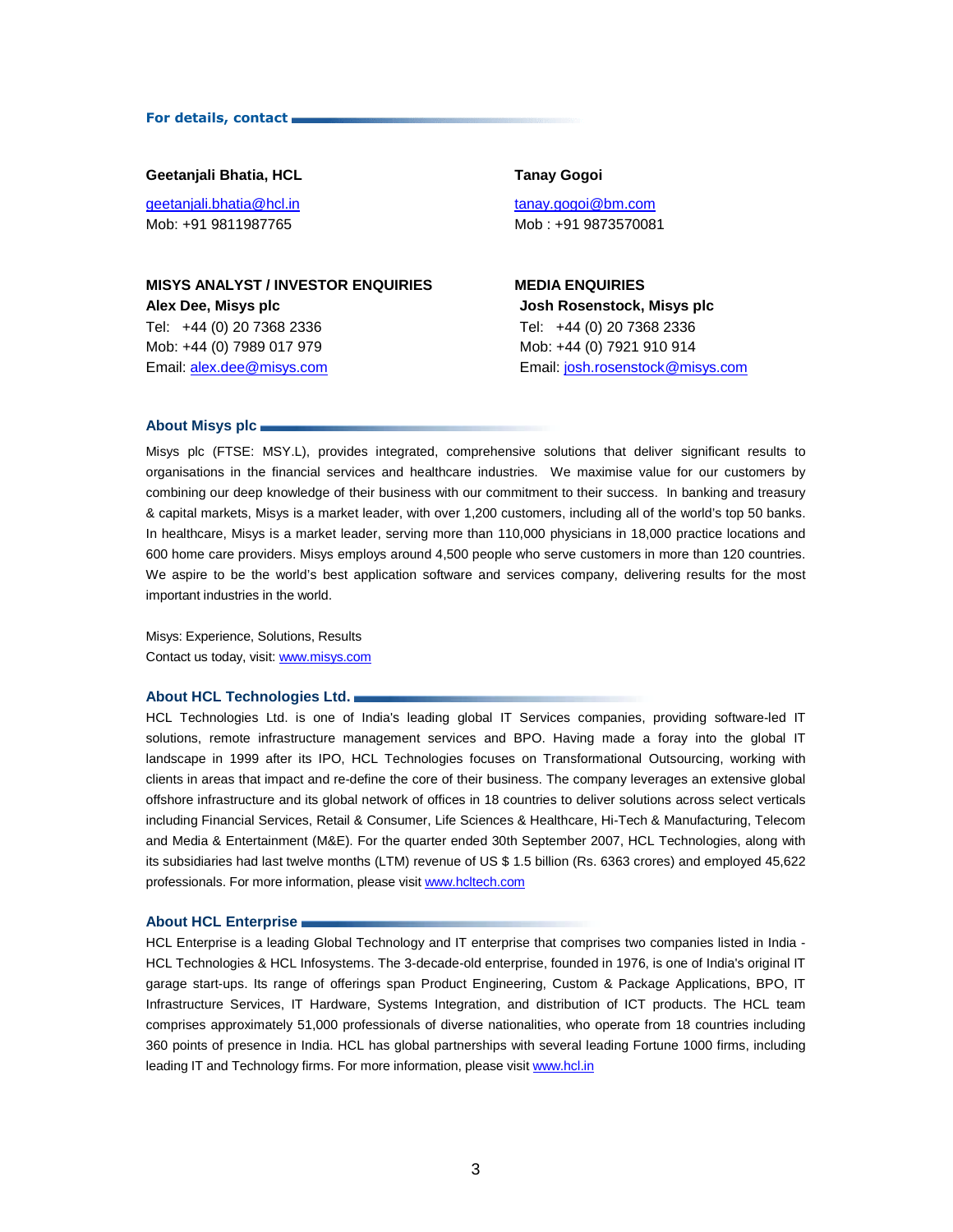## For details, contact

**Geetanjali Bhatia, HCL**

geetanjali.bhatia@hcl.in
Mob: +91 9811987765

**Tanay Gogoi**

tanay.gogoi@bm.com
Mob : +91 9873570081

**MISYS ANALYST / INVESTOR ENQUIRIES**
**Alex Dee, Misys plc**
Tel: +44 (0) 20 7368 2336
Mob: +44 (0) 7989 017 979
Email: alex.dee@misys.com

**MEDIA ENQUIRIES**
**Josh Rosenstock, Misys plc**
Tel: +44 (0) 20 7368 2336
Mob: +44 (0) 7921 910 914
Email: josh.rosenstock@misys.com

## About Misys plc

Misys plc (FTSE: MSY.L), provides integrated, comprehensive solutions that deliver significant results to organisations in the financial services and healthcare industries. We maximise value for our customers by combining our deep knowledge of their business with our commitment to their success. In banking and treasury & capital markets, Misys is a market leader, with over 1,200 customers, including all of the world's top 50 banks. In healthcare, Misys is a market leader, serving more than 110,000 physicians in 18,000 practice locations and 600 home care providers. Misys employs around 4,500 people who serve customers in more than 120 countries. We aspire to be the world's best application software and services company, delivering results for the most important industries in the world.

Misys: Experience, Solutions, Results
Contact us today, visit: www.misys.com

## About HCL Technologies Ltd.

HCL Technologies Ltd. is one of India's leading global IT Services companies, providing software-led IT solutions, remote infrastructure management services and BPO. Having made a foray into the global IT landscape in 1999 after its IPO, HCL Technologies focuses on Transformational Outsourcing, working with clients in areas that impact and re-define the core of their business. The company leverages an extensive global offshore infrastructure and its global network of offices in 18 countries to deliver solutions across select verticals including Financial Services, Retail & Consumer, Life Sciences & Healthcare, Hi-Tech & Manufacturing, Telecom and Media & Entertainment (M&E). For the quarter ended 30th September 2007, HCL Technologies, along with its subsidiaries had last twelve months (LTM) revenue of US $ 1.5 billion (Rs. 6363 crores) and employed 45,622 professionals. For more information, please visit www.hcltech.com

## About HCL Enterprise

HCL Enterprise is a leading Global Technology and IT enterprise that comprises two companies listed in India - HCL Technologies & HCL Infosystems. The 3-decade-old enterprise, founded in 1976, is one of India's original IT garage start-ups. Its range of offerings span Product Engineering, Custom & Package Applications, BPO, IT Infrastructure Services, IT Hardware, Systems Integration, and distribution of ICT products. The HCL team comprises approximately 51,000 professionals of diverse nationalities, who operate from 18 countries including 360 points of presence in India. HCL has global partnerships with several leading Fortune 1000 firms, including leading IT and Technology firms. For more information, please visit www.hcl.in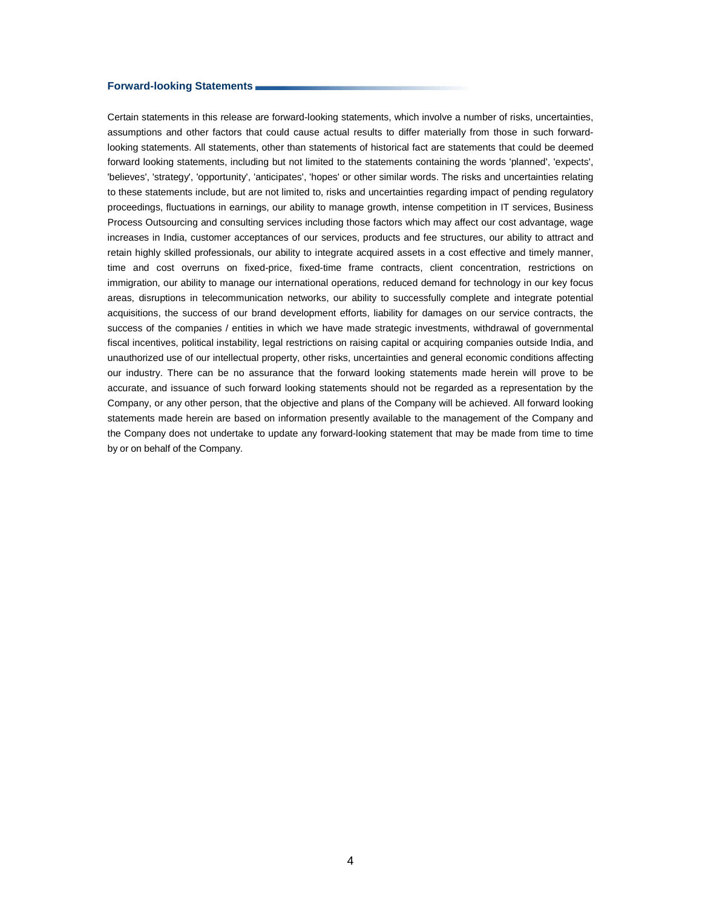### Forward-looking Statements

Certain statements in this release are forward-looking statements, which involve a number of risks, uncertainties, assumptions and other factors that could cause actual results to differ materially from those in such forward-looking statements. All statements, other than statements of historical fact are statements that could be deemed forward looking statements, including but not limited to the statements containing the words 'planned', 'expects', 'believes', 'strategy', 'opportunity', 'anticipates', 'hopes' or other similar words. The risks and uncertainties relating to these statements include, but are not limited to, risks and uncertainties regarding impact of pending regulatory proceedings, fluctuations in earnings, our ability to manage growth, intense competition in IT services, Business Process Outsourcing and consulting services including those factors which may affect our cost advantage, wage increases in India, customer acceptances of our services, products and fee structures, our ability to attract and retain highly skilled professionals, our ability to integrate acquired assets in a cost effective and timely manner, time and cost overruns on fixed-price, fixed-time frame contracts, client concentration, restrictions on immigration, our ability to manage our international operations, reduced demand for technology in our key focus areas, disruptions in telecommunication networks, our ability to successfully complete and integrate potential acquisitions, the success of our brand development efforts, liability for damages on our service contracts, the success of the companies / entities in which we have made strategic investments, withdrawal of governmental fiscal incentives, political instability, legal restrictions on raising capital or acquiring companies outside India, and unauthorized use of our intellectual property, other risks, uncertainties and general economic conditions affecting our industry. There can be no assurance that the forward looking statements made herein will prove to be accurate, and issuance of such forward looking statements should not be regarded as a representation by the Company, or any other person, that the objective and plans of the Company will be achieved. All forward looking statements made herein are based on information presently available to the management of the Company and the Company does not undertake to update any forward-looking statement that may be made from time to time by or on behalf of the Company.